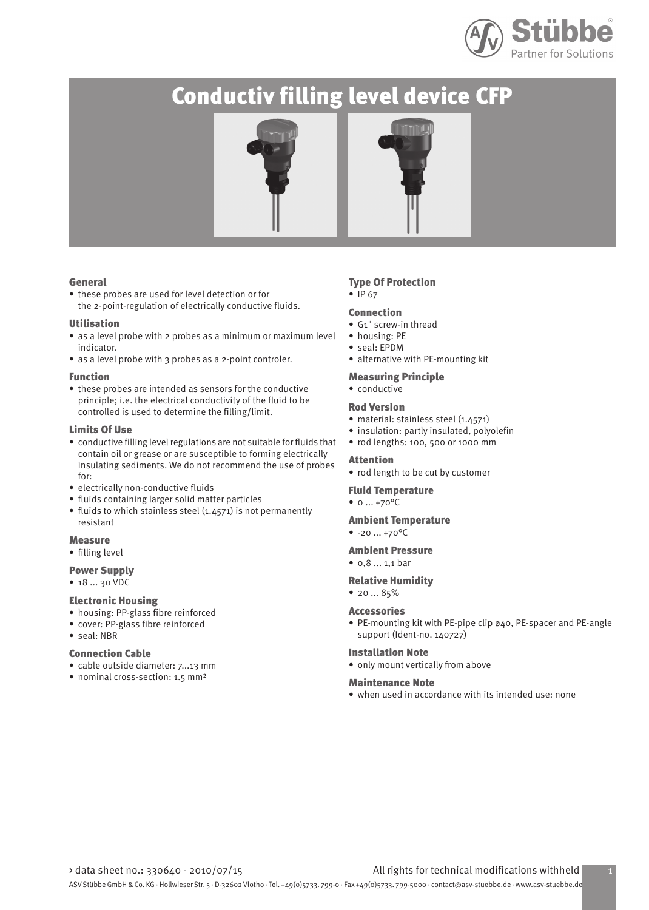# Conductiv filling level device CFP

### General

- these probes are used for level detection or for the 2-point-regulation of electrically conductive fluids.

### Utilisation

- as a level probe with 2 probes as a minimum or maximum level indicator.
- as a level probe with 3 probes as a 2-point controler.

### Function

- these probes are intended as sensors for the conductive principle; i.e. the electrical conductivity of the fluid to be controlled is used to determine the filling/limit.

### Limits Of Use

- conductive filling level regulations are not suitable for fluids that contain oil or grease or are susceptible to forming electrically insulating sediments. We do not recommend the use of probes for:
- electrically non-conductive fluids
- fluids containing larger solid matter particles
- fluids to which stainless steel (1.4571) is not permanently resistant

### Measure

- filling level

### Power Supply

- 18 ... 30 VDC

### Electronic Housing

- housing: PP-glass fibre reinforced
- cover: PP-glass fibre reinforced
- seal: NBR

### Connection Cable

- cable outside diameter: 7...13 mm
- nominal cross-section: 1.5 mm²

### Type Of Protection

- IP 67

### Connection

- G1" screw-in thread
- housing: PE
- seal: EPDM
- alternative with PE-mounting kit

### Measuring Principle

- conductive

### Rod Version

- material: stainless steel (1.4571)
- insulation: partly insulated, polyolefin
- rod lengths: 100, 500 or 1000 mm

### Attention

- rod length to be cut by customer

### Fluid Temperature

- 0 ... +70°C

### Ambient Temperature

- -20 ... +70°C

### Ambient Pressure

- 0,8 ... 1,1 bar

### Relative Humidity

- 20 ... 85%

### Accessories

- PE-mounting kit with PE-pipe clip ø40, PE-spacer and PE-angle support (Ident-no. 140727)

### Installation Note

- only mount vertically from above

### Maintenance Note

- when used in accordance with its intended use: none

› data sheet no.: 330640 - 2010/07/15

All rights for technical modifications withheld

ASV Stübbe GmbH & Co. KG · Hollwieser Str. 5 · D-32602 Vlotho · Tel. +49(0)5733. 799-0 · Fax +49(0)5733. 799-5000 · contact@asv-stuebbe.de · www.asv-stuebbe.de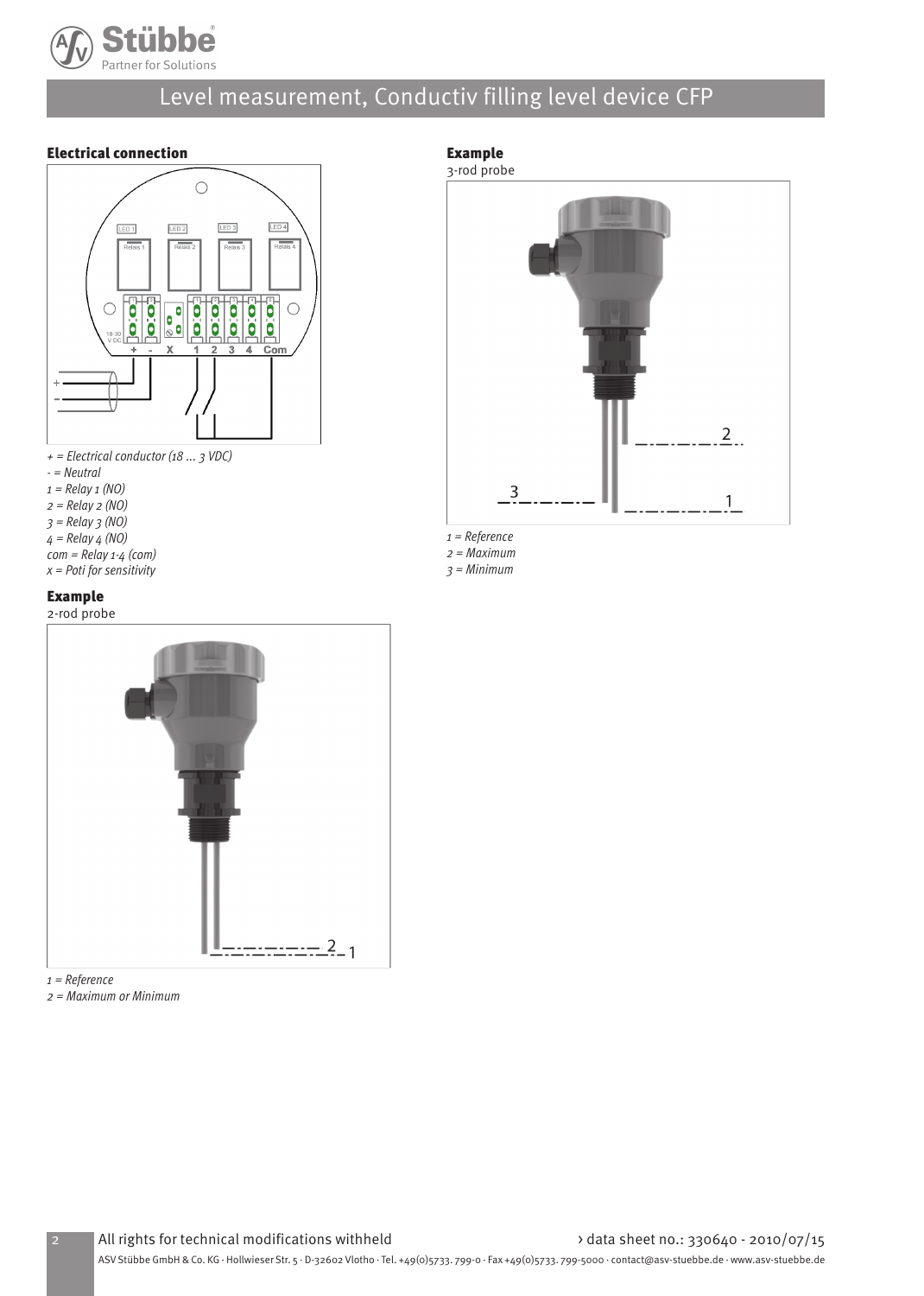## Electrical connection

*+ = Electrical conductor (18 ... 3 VDC)*
*- = Neutral*
*1 = Relay 1 (NO)*
*2 = Relay 2 (NO)*
*3 = Relay 3 (NO)*
*4 = Relay 4 (NO)*
*com = Relay 1-4 (com)*
*x = Poti for sensitivity*

## Example

2-rod probe

*1 = Reference*
*2 = Maximum or Minimum*

## Example

3-rod probe

*1 = Reference*
*2 = Maximum*
*3 = Minimum*

All rights for technical modifications withheld

› data sheet no.: 330640 - 2010/07/15

ASV Stübbe GmbH & Co. KG · Hollwieser Str. 5 · D-32602 Vlotho · Tel. +49(0)5733. 799-0 · Fax +49(0)5733. 799-5000 · contact@asv-stuebbe.de · www.asv-stuebbe.de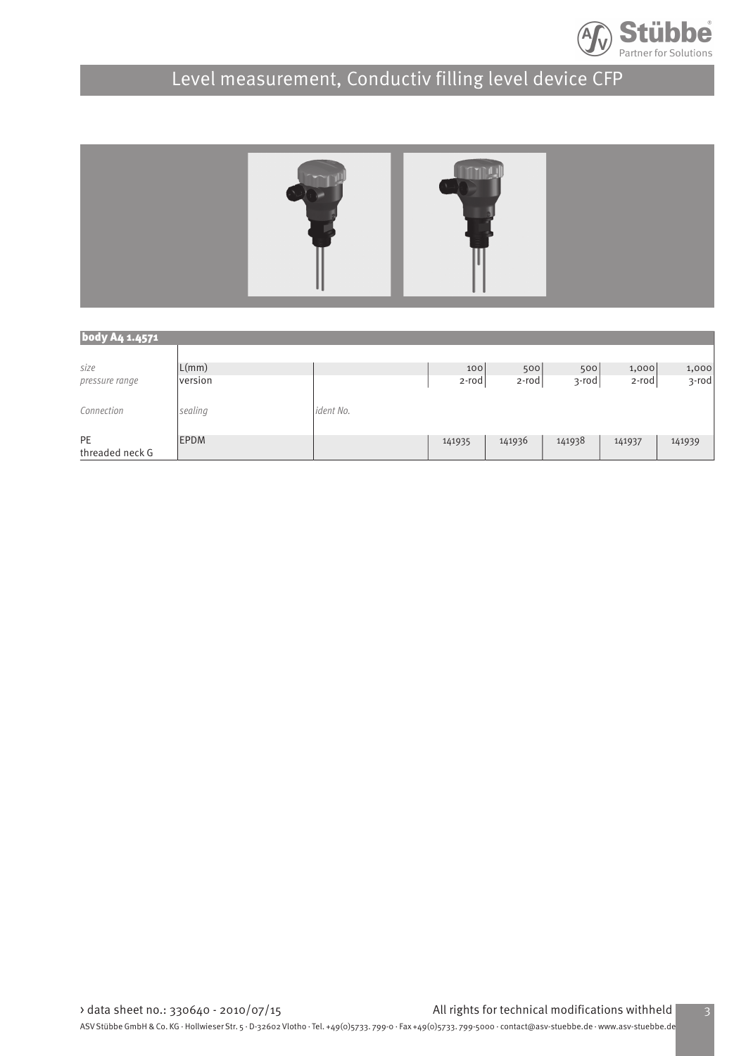# Level measurement, Conductiv filling level device CFP

| body A4 1.4571 | | | | | | | |
|---|---|---|---|---|---|---|---|
| *size* | L(mm) | | 100 | 500 | 500 | 1,000 | 1,000 |
| *pressure range* | version | | 2-rod | 2-rod | 3-rod | 2-rod | 3-rod |
| *Connection* | *sealing* | *ident No.* | | | | | |
| PE threaded neck G | EPDM | | 141935 | 141936 | 141938 | 141937 | 141939 |

› data sheet no.: 330640 - 2010/07/15

All rights for technical modifications withheld

ASV Stübbe GmbH & Co. KG · Hollwieser Str. 5 · D-32602 Vlotho · Tel. +49(0)5733. 799-0 · Fax +49(0)5733. 799-5000 · contact@asv-stuebbe.de · www.asv-stuebbe.de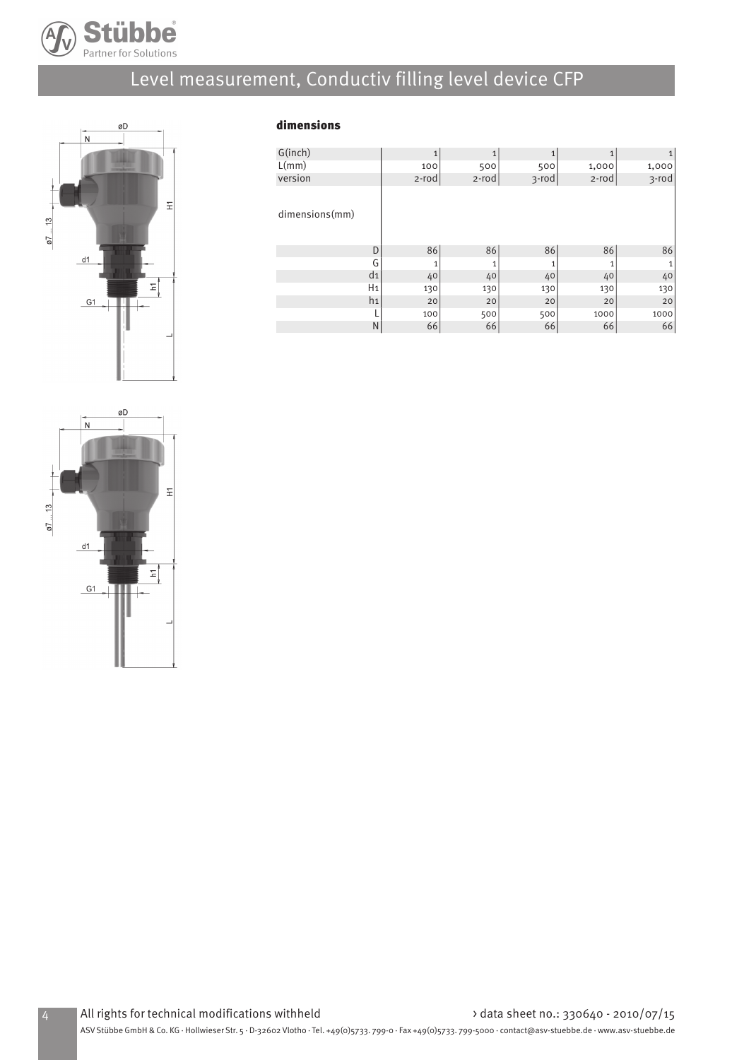# Level measurement, Conductiv filling level device CFP

### dimensions

| | | | | | |
|---|---|---|---|---|---|
| G(inch) | 1 | 1 | 1 | 1 | 1 |
| L(mm) | 100 | 500 | 500 | 1,000 | 1,000 |
| version | 2-rod | 2-rod | 3-rod | 2-rod | 3-rod |
| dimensions(mm) | | | | | |
| D | 86 | 86 | 86 | 86 | 86 |
| G | 1 | 1 | 1 | 1 | 1 |
| d1 | 40 | 40 | 40 | 40 | 40 |
| H1 | 130 | 130 | 130 | 130 | 130 |
| h1 | 20 | 20 | 20 | 20 | 20 |
| L | 100 | 500 | 500 | 1000 | 1000 |
| N | 66 | 66 | 66 | 66 | 66 |

All rights for technical modifications withheld

› data sheet no.: 330640 - 2010/07/15

ASV Stübbe GmbH & Co. KG · Hollwieser Str. 5 · D-32602 Vlotho · Tel. +49(0)5733. 799-0 · Fax +49(0)5733. 799-5000 · contact@asv-stuebbe.de · www.asv-stuebbe.de